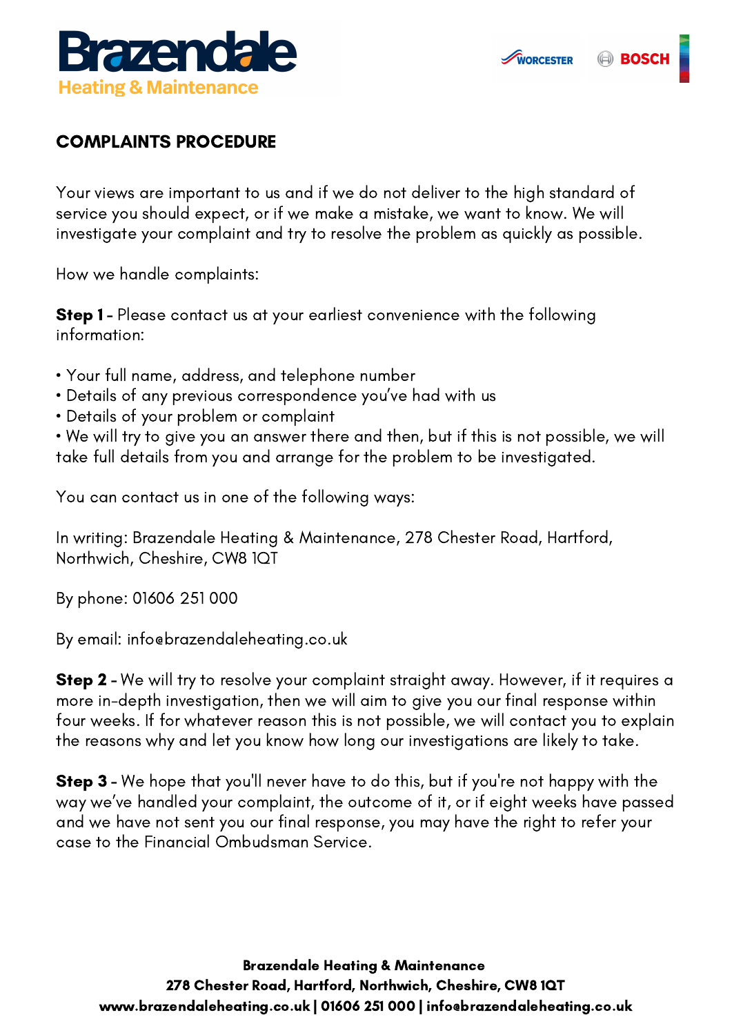# COMPLAINTS PROCEDURE

Your views are important to us and if we do not deliver to the high standard of service you should expect, or if we make a mistake, we want to know. We will investigate your complaint and try to resolve the problem as quickly as possible.

How we handle complaints:

**Step 1** - Please contact us at your earliest convenience with the following information:

- Your full name, address, and telephone number
- Details of any previous correspondence you've had with us
- Details of your problem or complaint
- We will try to give you an answer there and then, but if this is not possible, we will take full details from you and arrange for the problem to be investigated.

You can contact us in one of the following ways:

In writing: Brazendale Heating & Maintenance, 278 Chester Road, Hartford, Northwich, Cheshire, CW8 1QT

By phone: 01606 251 000

By email: info@brazendaleheating.co.uk

**Step 2** - We will try to resolve your complaint straight away. However, if it requires a more in-depth investigation, then we will aim to give you our final response within four weeks. If for whatever reason this is not possible, we will contact you to explain the reasons why and let you know how long our investigations are likely to take.

**Step 3** - We hope that you'll never have to do this, but if you're not happy with the way we've handled your complaint, the outcome of it, or if eight weeks have passed and we have not sent you our final response, you may have the right to refer your case to the Financial Ombudsman Service.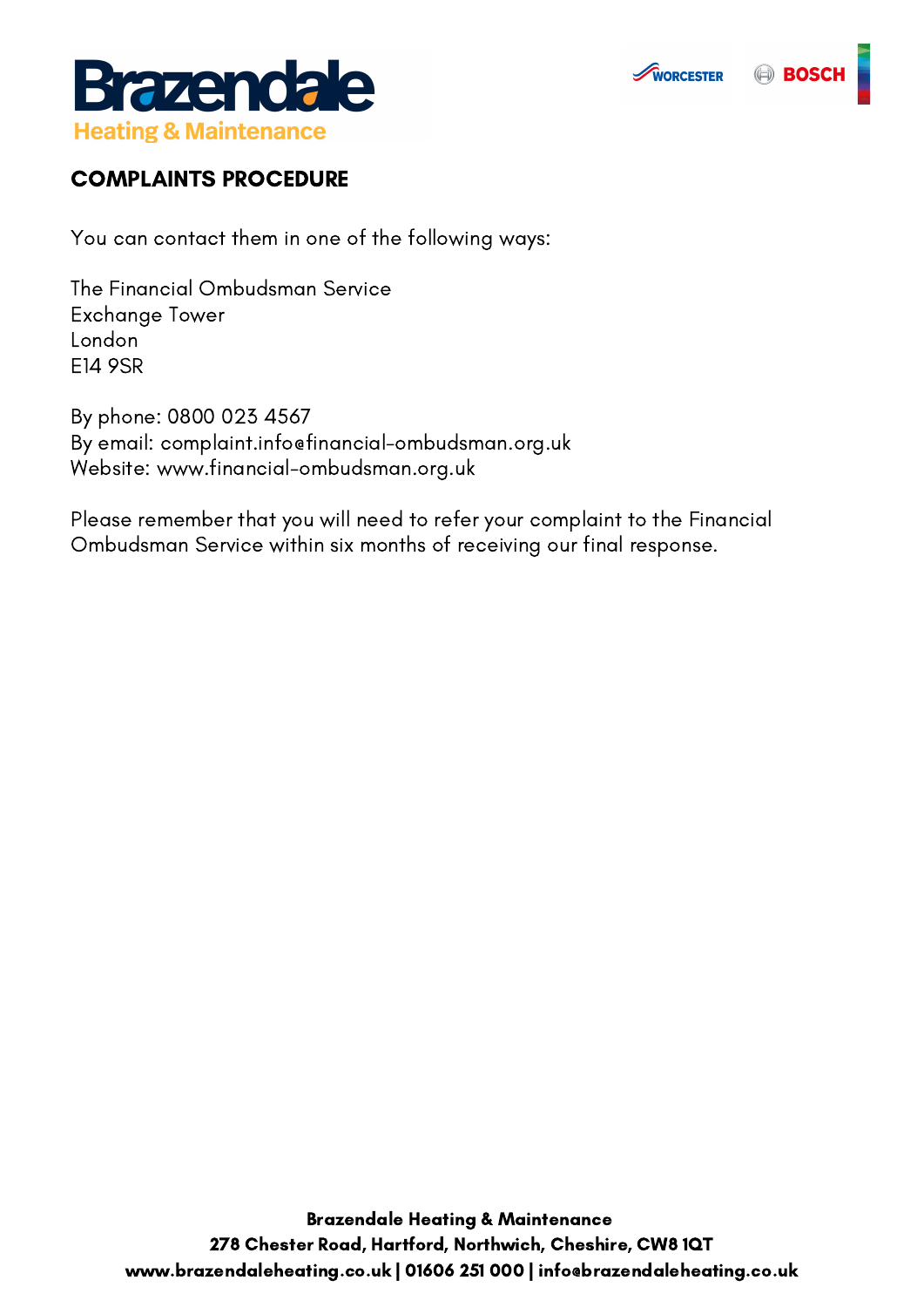## COMPLAINTS PROCEDURE

You can contact them in one of the following ways:

The Financial Ombudsman Service
Exchange Tower
London
E14 9SR

By phone: 0800 023 4567
By email: complaint.info@financial-ombudsman.org.uk
Website: www.financial-ombudsman.org.uk

Please remember that you will need to refer your complaint to the Financial Ombudsman Service within six months of receiving our final response.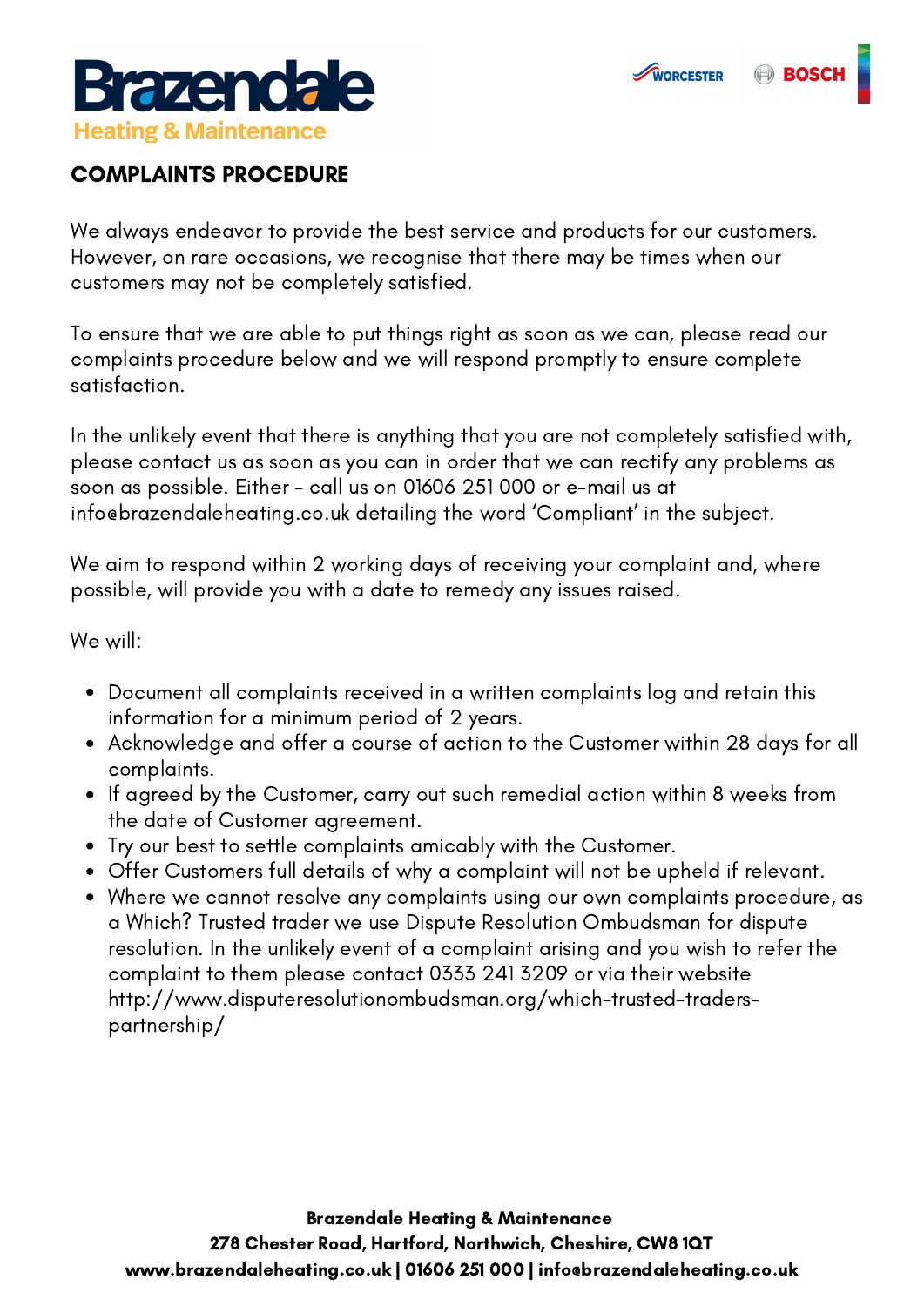Brazendale
Heating & Maintenance

WORCESTER BOSCH

## COMPLAINTS PROCEDURE

We always endeavor to provide the best service and products for our customers. However, on rare occasions, we recognise that there may be times when our customers may not be completely satisfied.

To ensure that we are able to put things right as soon as we can, please read our complaints procedure below and we will respond promptly to ensure complete satisfaction.

In the unlikely event that there is anything that you are not completely satisfied with, please contact us as soon as you can in order that we can rectify any problems as soon as possible. Either - call us on 01606 251 000 or e-mail us at info@brazendaleheating.co.uk detailing the word 'Compliant' in the subject.

We aim to respond within 2 working days of receiving your complaint and, where possible, will provide you with a date to remedy any issues raised.

We will:

- Document all complaints received in a written complaints log and retain this information for a minimum period of 2 years.
- Acknowledge and offer a course of action to the Customer within 28 days for all complaints.
- If agreed by the Customer, carry out such remedial action within 8 weeks from the date of Customer agreement.
- Try our best to settle complaints amicably with the Customer.
- Offer Customers full details of why a complaint will not be upheld if relevant.
- Where we cannot resolve any complaints using our own complaints procedure, as a Which? Trusted trader we use Dispute Resolution Ombudsman for dispute resolution. In the unlikely event of a complaint arising and you wish to refer the complaint to them please contact 0333 241 3209 or via their website http://www.disputeresolutionombudsman.org/which-trusted-traders-partnership/

**Brazendale Heating & Maintenance**
**278 Chester Road, Hartford, Northwich, Cheshire, CW8 1QT**
**www.brazendaleheating.co.uk | 01606 251 000 | info@brazendaleheating.co.uk**